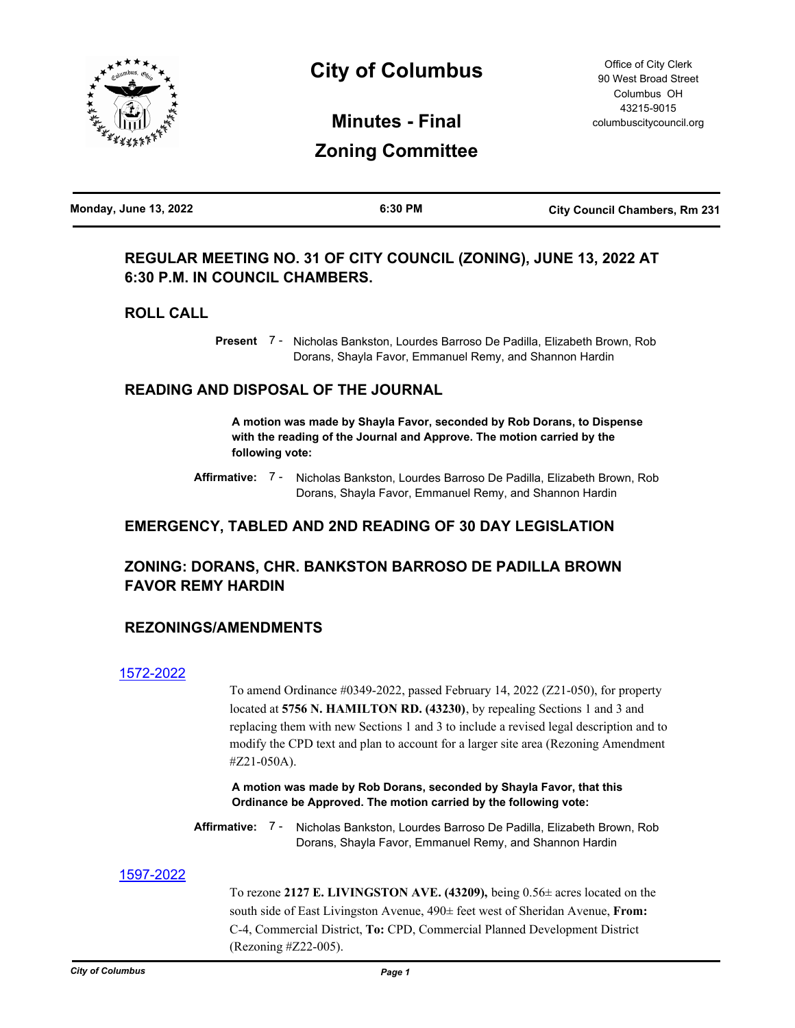# City of Columbus

Office of City Clerk
90 West Broad Street
Columbus OH
43215-9015
columbuscitycouncil.org

## Minutes - Final
## Zoning Committee

**Monday, June 13, 2022** | **6:30 PM** | **City Council Chambers, Rm 231**

### REGULAR MEETING NO. 31 OF CITY COUNCIL (ZONING), JUNE 13, 2022 AT 6:30 P.M. IN COUNCIL CHAMBERS.

### ROLL CALL

**Present** 7 - Nicholas Bankston, Lourdes Barroso De Padilla, Elizabeth Brown, Rob Dorans, Shayla Favor, Emmanuel Remy, and Shannon Hardin

### READING AND DISPOSAL OF THE JOURNAL

**A motion was made by Shayla Favor, seconded by Rob Dorans, to Dispense with the reading of the Journal and Approve. The motion carried by the following vote:**

**Affirmative:** 7 - Nicholas Bankston, Lourdes Barroso De Padilla, Elizabeth Brown, Rob Dorans, Shayla Favor, Emmanuel Remy, and Shannon Hardin

### EMERGENCY, TABLED AND 2ND READING OF 30 DAY LEGISLATION

### ZONING: DORANS, CHR. BANKSTON BARROSO DE PADILLA BROWN FAVOR REMY HARDIN

### REZONINGS/AMENDMENTS

1572-2022

To amend Ordinance #0349-2022, passed February 14, 2022 (Z21-050), for property located at **5756 N. HAMILTON RD. (43230)**, by repealing Sections 1 and 3 and replacing them with new Sections 1 and 3 to include a revised legal description and to modify the CPD text and plan to account for a larger site area (Rezoning Amendment #Z21-050A).

**A motion was made by Rob Dorans, seconded by Shayla Favor, that this Ordinance be Approved. The motion carried by the following vote:**

**Affirmative:** 7 - Nicholas Bankston, Lourdes Barroso De Padilla, Elizabeth Brown, Rob Dorans, Shayla Favor, Emmanuel Remy, and Shannon Hardin

1597-2022

To rezone **2127 E. LIVINGSTON AVE. (43209),** being 0.56± acres located on the south side of East Livingston Avenue, 490± feet west of Sheridan Avenue, **From:** C-4, Commercial District, **To:** CPD, Commercial Planned Development District (Rezoning #Z22-005).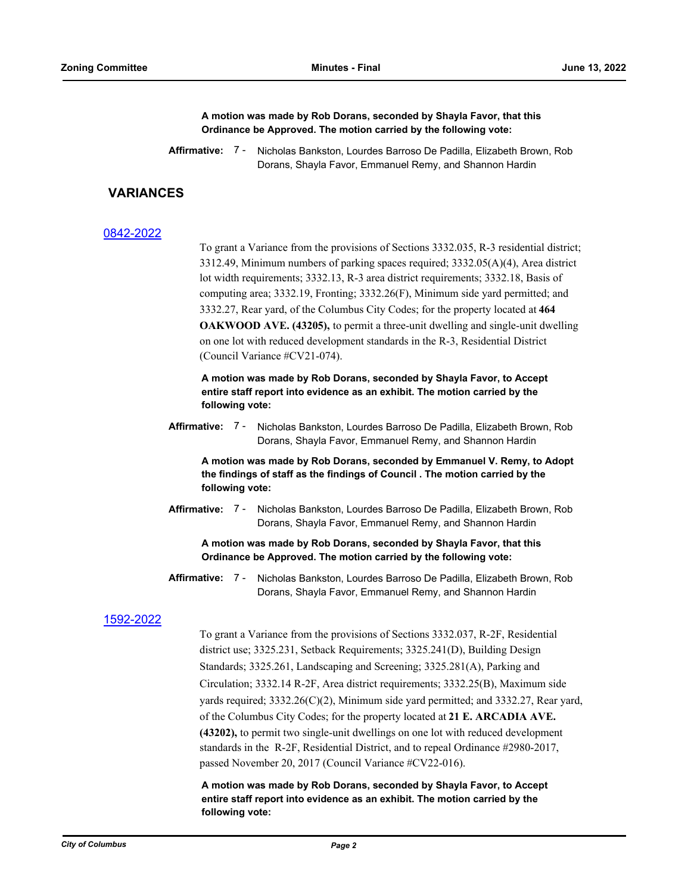**A motion was made by Rob Dorans, seconded by Shayla Favor, that this Ordinance be Approved. The motion carried by the following vote:**

**Affirmative:** 7 - Nicholas Bankston, Lourdes Barroso De Padilla, Elizabeth Brown, Rob Dorans, Shayla Favor, Emmanuel Remy, and Shannon Hardin

## VARIANCES

### 0842-2022

To grant a Variance from the provisions of Sections 3332.035, R-3 residential district; 3312.49, Minimum numbers of parking spaces required; 3332.05(A)(4), Area district lot width requirements; 3332.13, R-3 area district requirements; 3332.18, Basis of computing area; 3332.19, Fronting; 3332.26(F), Minimum side yard permitted; and 3332.27, Rear yard, of the Columbus City Codes; for the property located at **464 OAKWOOD AVE. (43205),** to permit a three-unit dwelling and single-unit dwelling on one lot with reduced development standards in the R-3, Residential District (Council Variance #CV21-074).

**A motion was made by Rob Dorans, seconded by Shayla Favor, to Accept entire staff report into evidence as an exhibit. The motion carried by the following vote:**

**Affirmative:** 7 - Nicholas Bankston, Lourdes Barroso De Padilla, Elizabeth Brown, Rob Dorans, Shayla Favor, Emmanuel Remy, and Shannon Hardin

**A motion was made by Rob Dorans, seconded by Emmanuel V. Remy, to Adopt the findings of staff as the findings of Council . The motion carried by the following vote:**

**Affirmative:** 7 - Nicholas Bankston, Lourdes Barroso De Padilla, Elizabeth Brown, Rob Dorans, Shayla Favor, Emmanuel Remy, and Shannon Hardin

**A motion was made by Rob Dorans, seconded by Shayla Favor, that this Ordinance be Approved. The motion carried by the following vote:**

**Affirmative:** 7 - Nicholas Bankston, Lourdes Barroso De Padilla, Elizabeth Brown, Rob Dorans, Shayla Favor, Emmanuel Remy, and Shannon Hardin

### 1592-2022

To grant a Variance from the provisions of Sections 3332.037, R-2F, Residential district use; 3325.231, Setback Requirements; 3325.241(D), Building Design Standards; 3325.261, Landscaping and Screening; 3325.281(A), Parking and Circulation; 3332.14 R-2F, Area district requirements; 3332.25(B), Maximum side yards required; 3332.26(C)(2), Minimum side yard permitted; and 3332.27, Rear yard, of the Columbus City Codes; for the property located at **21 E. ARCADIA AVE. (43202),** to permit two single-unit dwellings on one lot with reduced development standards in the R-2F, Residential District, and to repeal Ordinance #2980-2017, passed November 20, 2017 (Council Variance #CV22-016).

**A motion was made by Rob Dorans, seconded by Shayla Favor, to Accept entire staff report into evidence as an exhibit. The motion carried by the following vote:**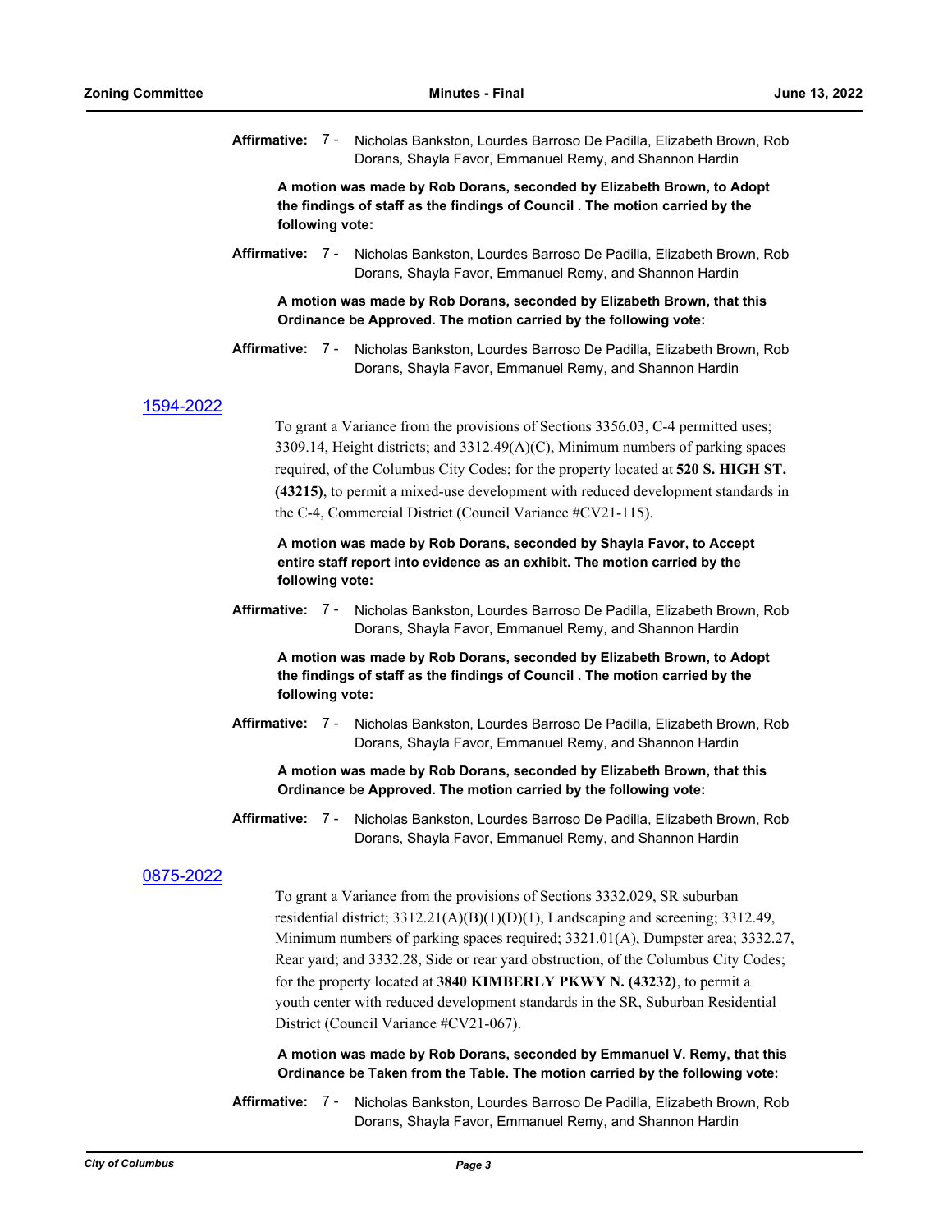**Affirmative:** 7 - Nicholas Bankston, Lourdes Barroso De Padilla, Elizabeth Brown, Rob Dorans, Shayla Favor, Emmanuel Remy, and Shannon Hardin

**A motion was made by Rob Dorans, seconded by Elizabeth Brown, to Adopt the findings of staff as the findings of Council . The motion carried by the following vote:**

**Affirmative:** 7 - Nicholas Bankston, Lourdes Barroso De Padilla, Elizabeth Brown, Rob Dorans, Shayla Favor, Emmanuel Remy, and Shannon Hardin

**A motion was made by Rob Dorans, seconded by Elizabeth Brown, that this Ordinance be Approved. The motion carried by the following vote:**

**Affirmative:** 7 - Nicholas Bankston, Lourdes Barroso De Padilla, Elizabeth Brown, Rob Dorans, Shayla Favor, Emmanuel Remy, and Shannon Hardin

## 1594-2022

To grant a Variance from the provisions of Sections 3356.03, C-4 permitted uses; 3309.14, Height districts; and 3312.49(A)(C), Minimum numbers of parking spaces required, of the Columbus City Codes; for the property located at **520 S. HIGH ST. (43215)**, to permit a mixed-use development with reduced development standards in the C-4, Commercial District (Council Variance #CV21-115).

**A motion was made by Rob Dorans, seconded by Shayla Favor, to Accept entire staff report into evidence as an exhibit. The motion carried by the following vote:**

**Affirmative:** 7 - Nicholas Bankston, Lourdes Barroso De Padilla, Elizabeth Brown, Rob Dorans, Shayla Favor, Emmanuel Remy, and Shannon Hardin

**A motion was made by Rob Dorans, seconded by Elizabeth Brown, to Adopt the findings of staff as the findings of Council . The motion carried by the following vote:**

**Affirmative:** 7 - Nicholas Bankston, Lourdes Barroso De Padilla, Elizabeth Brown, Rob Dorans, Shayla Favor, Emmanuel Remy, and Shannon Hardin

**A motion was made by Rob Dorans, seconded by Elizabeth Brown, that this Ordinance be Approved. The motion carried by the following vote:**

**Affirmative:** 7 - Nicholas Bankston, Lourdes Barroso De Padilla, Elizabeth Brown, Rob Dorans, Shayla Favor, Emmanuel Remy, and Shannon Hardin

## 0875-2022

To grant a Variance from the provisions of Sections 3332.029, SR suburban residential district; 3312.21(A)(B)(1)(D)(1), Landscaping and screening; 3312.49, Minimum numbers of parking spaces required; 3321.01(A), Dumpster area; 3332.27, Rear yard; and 3332.28, Side or rear yard obstruction, of the Columbus City Codes; for the property located at **3840 KIMBERLY PKWY N. (43232)**, to permit a youth center with reduced development standards in the SR, Suburban Residential District (Council Variance #CV21-067).

**A motion was made by Rob Dorans, seconded by Emmanuel V. Remy, that this Ordinance be Taken from the Table. The motion carried by the following vote:**

**Affirmative:** 7 - Nicholas Bankston, Lourdes Barroso De Padilla, Elizabeth Brown, Rob Dorans, Shayla Favor, Emmanuel Remy, and Shannon Hardin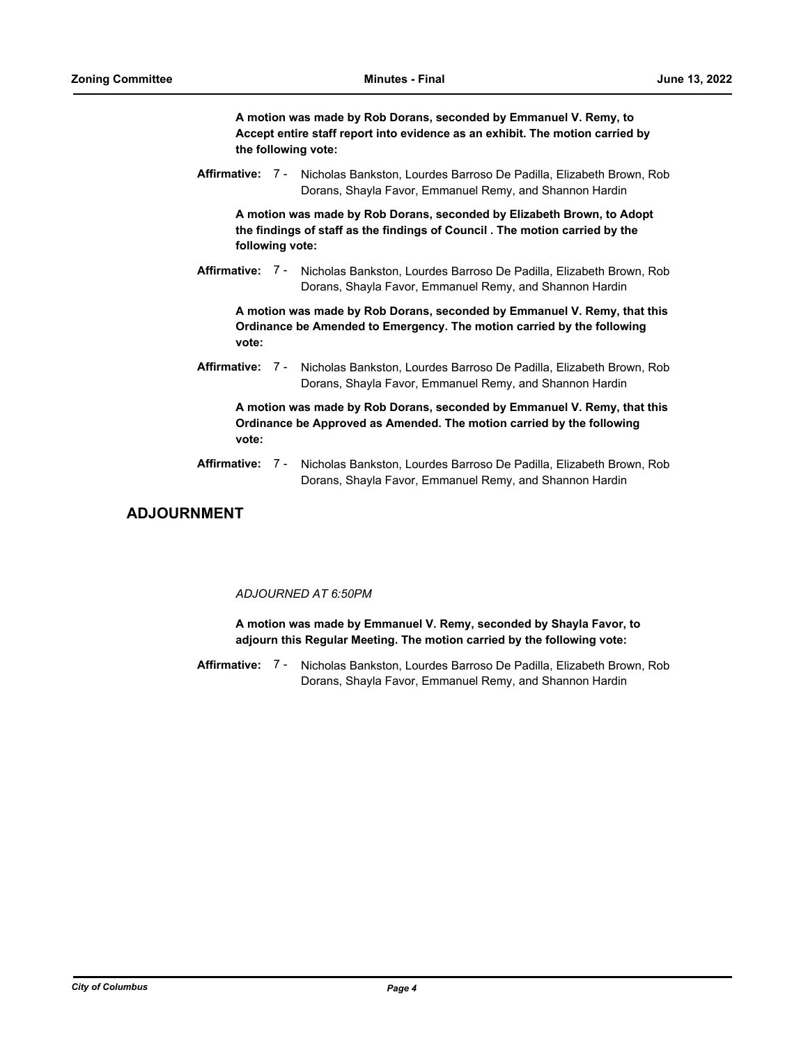**A motion was made by Rob Dorans, seconded by Emmanuel V. Remy, to Accept entire staff report into evidence as an exhibit. The motion carried by the following vote:**

**Affirmative:** 7 - Nicholas Bankston, Lourdes Barroso De Padilla, Elizabeth Brown, Rob Dorans, Shayla Favor, Emmanuel Remy, and Shannon Hardin

**A motion was made by Rob Dorans, seconded by Elizabeth Brown, to Adopt the findings of staff as the findings of Council . The motion carried by the following vote:**

**Affirmative:** 7 - Nicholas Bankston, Lourdes Barroso De Padilla, Elizabeth Brown, Rob Dorans, Shayla Favor, Emmanuel Remy, and Shannon Hardin

**A motion was made by Rob Dorans, seconded by Emmanuel V. Remy, that this Ordinance be Amended to Emergency. The motion carried by the following vote:**

**Affirmative:** 7 - Nicholas Bankston, Lourdes Barroso De Padilla, Elizabeth Brown, Rob Dorans, Shayla Favor, Emmanuel Remy, and Shannon Hardin

**A motion was made by Rob Dorans, seconded by Emmanuel V. Remy, that this Ordinance be Approved as Amended. The motion carried by the following vote:**

**Affirmative:** 7 - Nicholas Bankston, Lourdes Barroso De Padilla, Elizabeth Brown, Rob Dorans, Shayla Favor, Emmanuel Remy, and Shannon Hardin

## ADJOURNMENT

*ADJOURNED AT 6:50PM*

**A motion was made by Emmanuel V. Remy, seconded by Shayla Favor, to adjourn this Regular Meeting. The motion carried by the following vote:**

**Affirmative:** 7 - Nicholas Bankston, Lourdes Barroso De Padilla, Elizabeth Brown, Rob Dorans, Shayla Favor, Emmanuel Remy, and Shannon Hardin